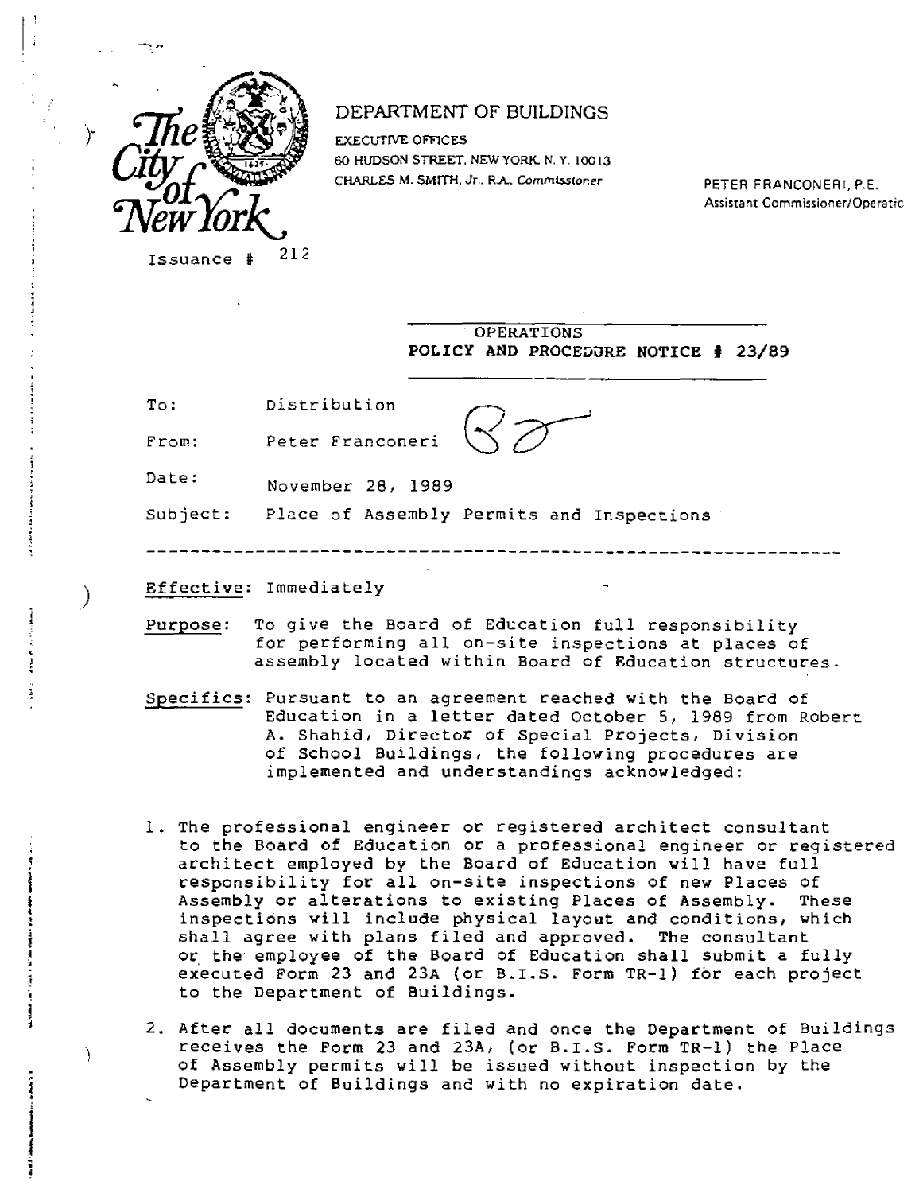The City of New York

DEPARTMENT OF BUILDINGS

EXECUTIVE OFFICES
60 HUDSON STREET, NEW YORK, N. Y. 10013
CHARLES M. SMITH, Jr., R.A., Commissioner

PETER FRANCONERI, P.E.
Assistant Commissioner/Operatic

Issuance # 212

**OPERATIONS**
**POLICY AND PROCEDURE NOTICE # 23/89**

To: Distribution

From: Peter Franconeri

Date: November 28, 1989

Subject: Place of Assembly Permits and Inspections

---

Effective: Immediately

Purpose: To give the Board of Education full responsibility for performing all on-site inspections at places of assembly located within Board of Education structures.

Specifics: Pursuant to an agreement reached with the Board of Education in a letter dated October 5, 1989 from Robert A. Shahid, Director of Special Projects, Division of School Buildings, the following procedures are implemented and understandings acknowledged:

1. The professional engineer or registered architect consultant to the Board of Education or a professional engineer or registered architect employed by the Board of Education will have full responsibility for all on-site inspections of new Places of Assembly or alterations to existing Places of Assembly. These inspections will include physical layout and conditions, which shall agree with plans filed and approved. The consultant or the employee of the Board of Education shall submit a fully executed Form 23 and 23A (or B.I.S. Form TR-1) for each project to the Department of Buildings.

2. After all documents are filed and once the Department of Buildings receives the Form 23 and 23A, (or B.I.S. Form TR-1) the Place of Assembly permits will be issued without inspection by the Department of Buildings and with no expiration date.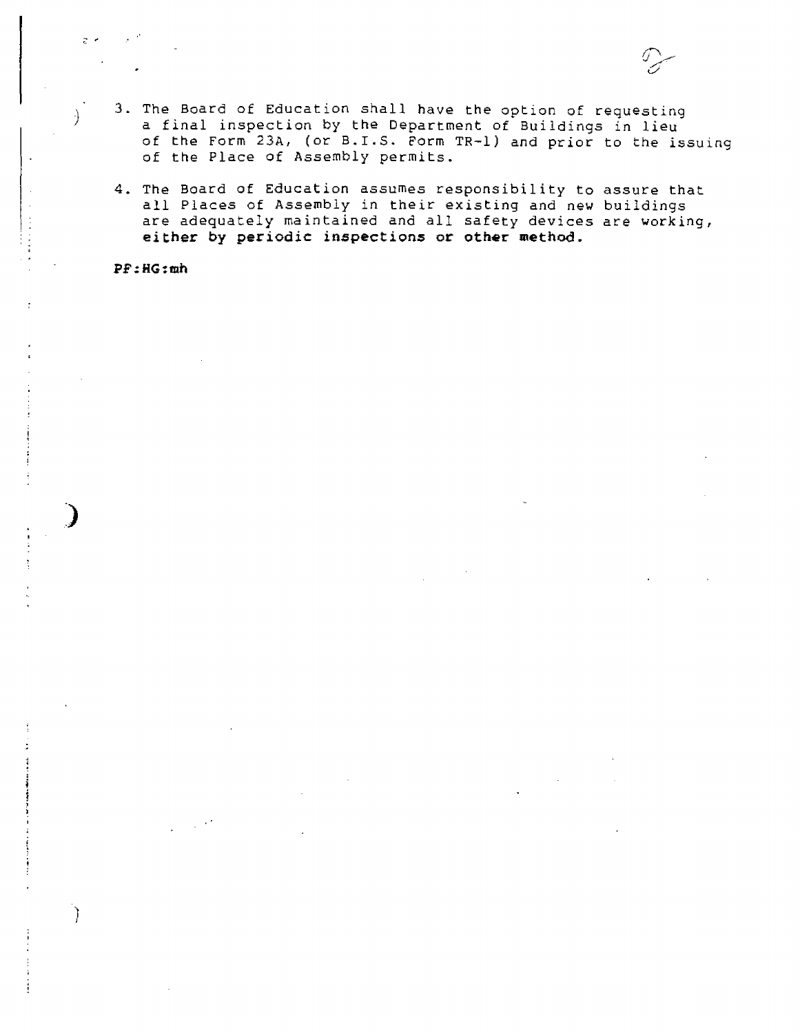3. The Board of Education shall have the option of requesting a final inspection by the Department of Buildings in lieu of the Form 23A, (or B.I.S. Form TR-1) and prior to the issuing of the Place of Assembly permits.

4. The Board of Education assumes responsibility to assure that all Places of Assembly in their existing and new buildings are adequately maintained and all safety devices are working, **either by periodic inspections or other method.**

**PF:HG:mh**